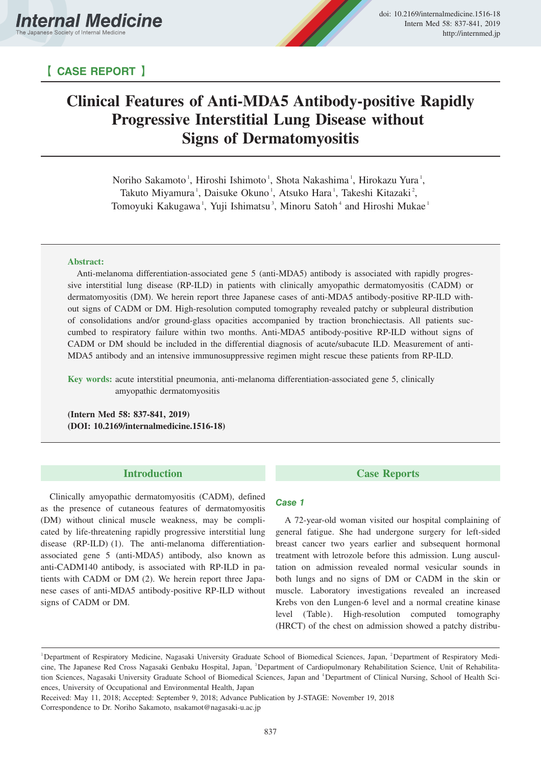【 CASE REPORT 】

# Clinical Features of Anti-MDA5 Antibody-positive Rapidly Progressive Interstitial Lung Disease without Signs of Dermatomyositis

Noriho Sakamoto[1], Hiroshi Ishimoto[1], Shota Nakashima[1], Hirokazu Yura[1], Takuto Miyamura[1], Daisuke Okuno[1], Atsuko Hara[1], Takeshi Kitazaki[2], Tomoyuki Kakugawa[1], Yuji Ishimatsu[3], Minoru Satoh[4] and Hiroshi Mukae[1]

**Abstract:**

Anti-melanoma differentiation-associated gene 5 (anti-MDA5) antibody is associated with rapidly progressive interstitial lung disease (RP-ILD) in patients with clinically amyopathic dermatomyositis (CADM) or dermatomyositis (DM). We herein report three Japanese cases of anti-MDA5 antibody-positive RP-ILD without signs of CADM or DM. High-resolution computed tomography revealed patchy or subpleural distribution of consolidations and/or ground-glass opacities accompanied by traction bronchiectasis. All patients succumbed to respiratory failure within two months. Anti-MDA5 antibody-positive RP-ILD without signs of CADM or DM should be included in the differential diagnosis of acute/subacute ILD. Measurement of anti-MDA5 antibody and an intensive immunosuppressive regimen might rescue these patients from RP-ILD.

**Key words:** acute interstitial pneumonia, anti-melanoma differentiation-associated gene 5, clinically amyopathic dermatomyositis

**(Intern Med 58: 837-841, 2019)**
**(DOI: 10.2169/internalmedicine.1516-18)**

## Introduction

Clinically amyopathic dermatomyositis (CADM), defined as the presence of cutaneous features of dermatomyositis (DM) without clinical muscle weakness, may be complicated by life-threatening rapidly progressive interstitial lung disease (RP-ILD) (1). The anti-melanoma differentiation-associated gene 5 (anti-MDA5) antibody, also known as anti-CADM140 antibody, is associated with RP-ILD in patients with CADM or DM (2). We herein report three Japanese cases of anti-MDA5 antibody-positive RP-ILD without signs of CADM or DM.

## Case Reports

### Case 1

A 72-year-old woman visited our hospital complaining of general fatigue. She had undergone surgery for left-sided breast cancer two years earlier and subsequent hormonal treatment with letrozole before this admission. Lung auscultation on admission revealed normal vesicular sounds in both lungs and no signs of DM or CADM in the skin or muscle. Laboratory investigations revealed an increased Krebs von den Lungen-6 level and a normal creatine kinase level (Table). High-resolution computed tomography (HRCT) of the chest on admission showed a patchy distribu-

[1]Department of Respiratory Medicine, Nagasaki University Graduate School of Biomedical Sciences, Japan, [2]Department of Respiratory Medicine, The Japanese Red Cross Nagasaki Genbaku Hospital, Japan, [3]Department of Cardiopulmonary Rehabilitation Science, Unit of Rehabilitation Sciences, Nagasaki University Graduate School of Biomedical Sciences, Japan and [4]Department of Clinical Nursing, School of Health Sciences, University of Occupational and Environmental Health, Japan

Received: May 11, 2018; Accepted: September 9, 2018; Advance Publication by J-STAGE: November 19, 2018

Correspondence to Dr. Noriho Sakamoto, nsakamot@nagasaki-u.ac.jp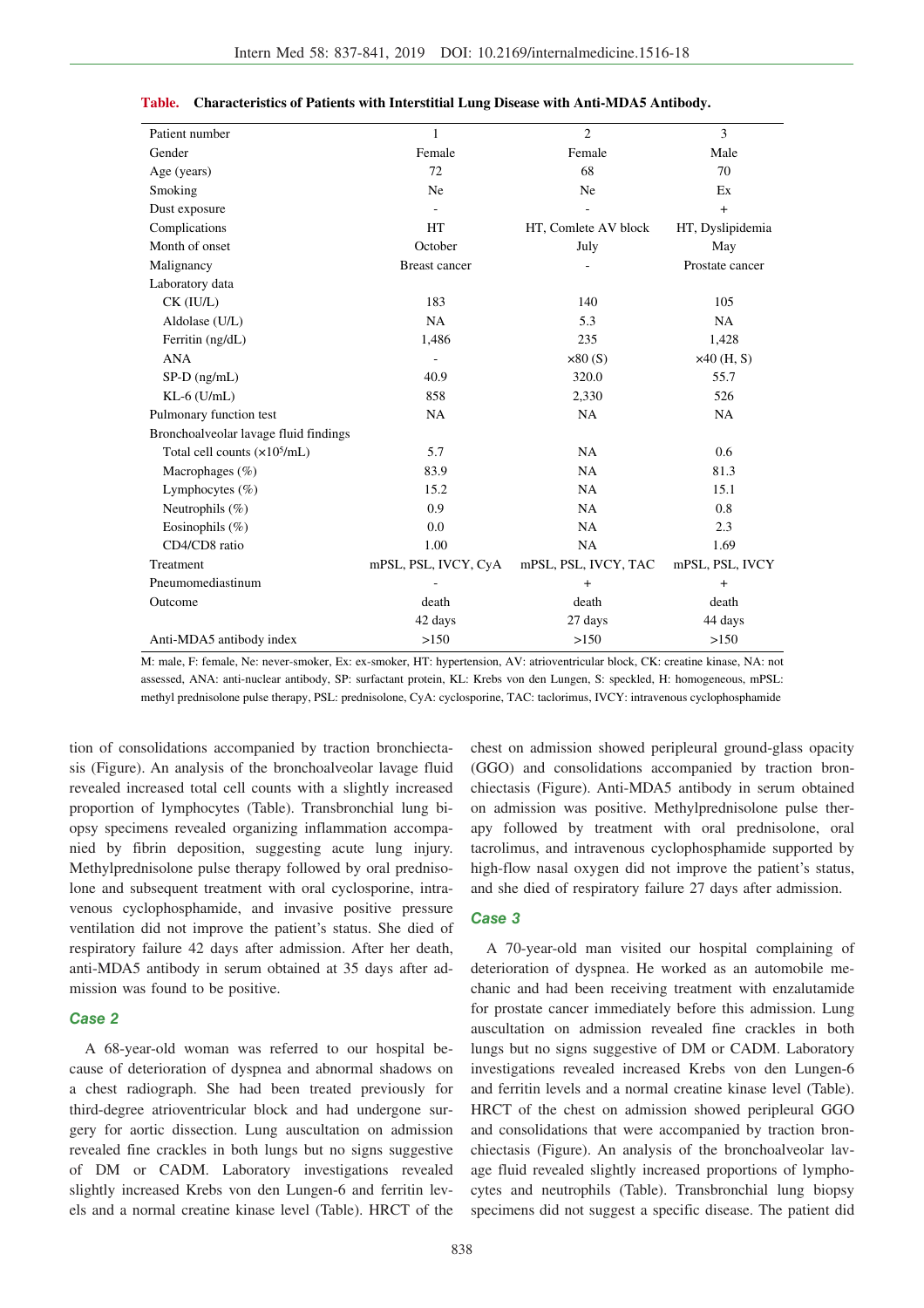**Table. Characteristics of Patients with Interstitial Lung Disease with Anti-MDA5 Antibody.**

| Patient number | 1 | 2 | 3 |
|---|---|---|---|
| Gender | Female | Female | Male |
| Age (years) | 72 | 68 | 70 |
| Smoking | Ne | Ne | Ex |
| Dust exposure | - | - | + |
| Complications | HT | HT, Comlete AV block | HT, Dyslipidemia |
| Month of onset | October | July | May |
| Malignancy | Breast cancer | - | Prostate cancer |
| Laboratory data | | | |
| CK (IU/L) | 183 | 140 | 105 |
| Aldolase (U/L) | NA | 5.3 | NA |
| Ferritin (ng/dL) | 1,486 | 235 | 1,428 |
| ANA | - | ×80 (S) | ×40 (H, S) |
| SP-D (ng/mL) | 40.9 | 320.0 | 55.7 |
| KL-6 (U/mL) | 858 | 2,330 | 526 |
| Pulmonary function test | NA | NA | NA |
| Bronchoalveolar lavage fluid findings | | | |
| Total cell counts ($\times 10^5$/mL) | 5.7 | NA | 0.6 |
| Macrophages (%) | 83.9 | NA | 81.3 |
| Lymphocytes (%) | 15.2 | NA | 15.1 |
| Neutrophils (%) | 0.9 | NA | 0.8 |
| Eosinophils (%) | 0.0 | NA | 2.3 |
| CD4/CD8 ratio | 1.00 | NA | 1.69 |
| Treatment | mPSL, PSL, IVCY, CyA | mPSL, PSL, IVCY, TAC | mPSL, PSL, IVCY |
| Pneumomediastinum | - | + | + |
| Outcome | death 42 days | death 27 days | death 44 days |
| Anti-MDA5 antibody index | >150 | >150 | >150 |

M: male, F: female, Ne: never-smoker, Ex: ex-smoker, HT: hypertension, AV: atrioventricular block, CK: creatine kinase, NA: not assessed, ANA: anti-nuclear antibody, SP: surfactant protein, KL: Krebs von den Lungen, S: speckled, H: homogeneous, mPSL: methyl prednisolone pulse therapy, PSL: prednisolone, CyA: cyclosporine, TAC: taclorimus, IVCY: intravenous cyclophosphamide

tion of consolidations accompanied by traction bronchiectasis (Figure). An analysis of the bronchoalveolar lavage fluid revealed increased total cell counts with a slightly increased proportion of lymphocytes (Table). Transbronchial lung biopsy specimens revealed organizing inflammation accompanied by fibrin deposition, suggesting acute lung injury. Methylprednisolone pulse therapy followed by oral prednisolone and subsequent treatment with oral cyclosporine, intravenous cyclophosphamide, and invasive positive pressure ventilation did not improve the patient's status. She died of respiratory failure 42 days after admission. After her death, anti-MDA5 antibody in serum obtained at 35 days after admission was found to be positive.

### Case 2

A 68-year-old woman was referred to our hospital because of deterioration of dyspnea and abnormal shadows on a chest radiograph. She had been treated previously for third-degree atrioventricular block and had undergone surgery for aortic dissection. Lung auscultation on admission revealed fine crackles in both lungs but no signs suggestive of DM or CADM. Laboratory investigations revealed slightly increased Krebs von den Lungen-6 and ferritin levels and a normal creatine kinase level (Table). HRCT of the chest on admission showed peripleural ground-glass opacity (GGO) and consolidations accompanied by traction bronchiectasis (Figure). Anti-MDA5 antibody in serum obtained on admission was positive. Methylprednisolone pulse therapy followed by treatment with oral prednisolone, oral tacrolimus, and intravenous cyclophosphamide supported by high-flow nasal oxygen did not improve the patient's status, and she died of respiratory failure 27 days after admission.

### Case 3

A 70-year-old man visited our hospital complaining of deterioration of dyspnea. He worked as an automobile mechanic and had been receiving treatment with enzalutamide for prostate cancer immediately before this admission. Lung auscultation on admission revealed fine crackles in both lungs but no signs suggestive of DM or CADM. Laboratory investigations revealed increased Krebs von den Lungen-6 and ferritin levels and a normal creatine kinase level (Table). HRCT of the chest on admission showed peripleural GGO and consolidations that were accompanied by traction bronchiectasis (Figure). An analysis of the bronchoalveolar lavage fluid revealed slightly increased proportions of lymphocytes and neutrophils (Table). Transbronchial lung biopsy specimens did not suggest a specific disease. The patient did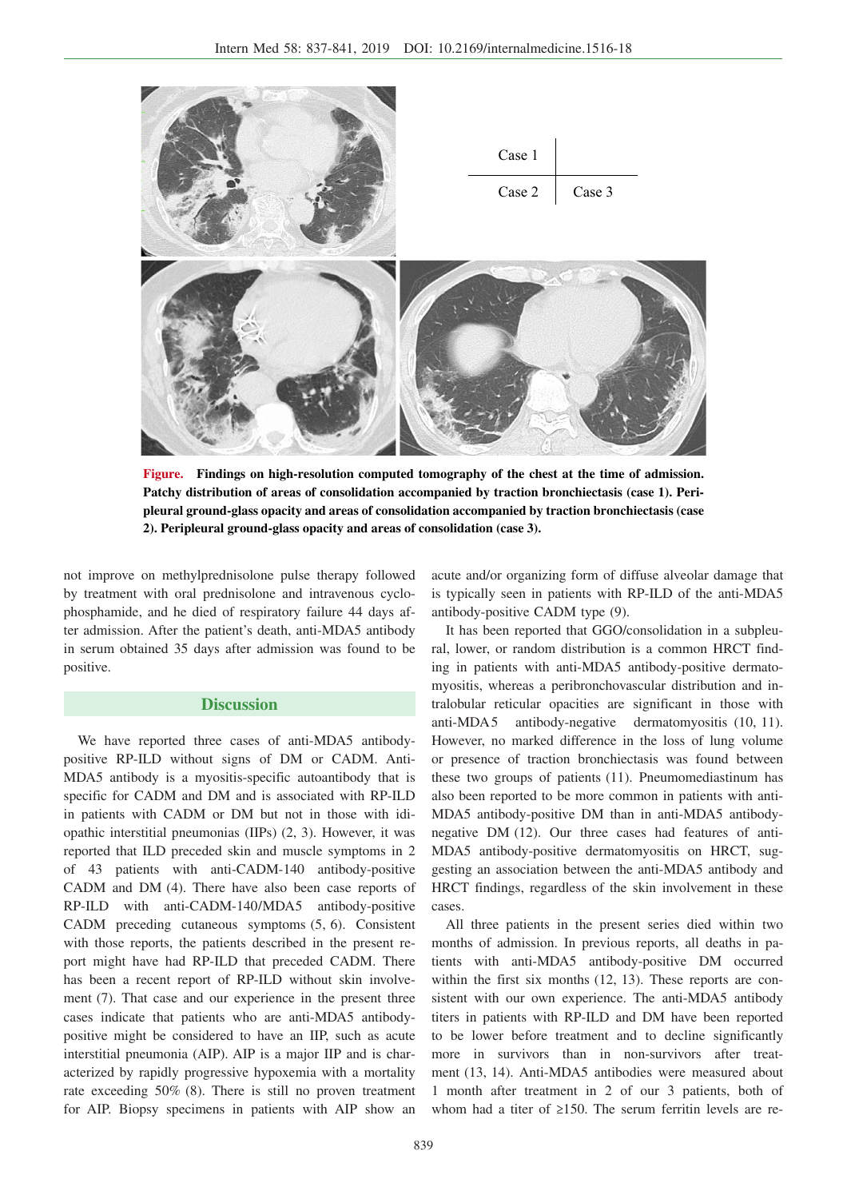Case 1

Case 2 | Case 3

**Figure. Findings on high-resolution computed tomography of the chest at the time of admission. Patchy distribution of areas of consolidation accompanied by traction bronchiectasis (case 1). Peripleural ground-glass opacity and areas of consolidation accompanied by traction bronchiectasis (case 2). Peripleural ground-glass opacity and areas of consolidation (case 3).**

not improve on methylprednisolone pulse therapy followed by treatment with oral prednisolone and intravenous cyclophosphamide, and he died of respiratory failure 44 days after admission. After the patient's death, anti-MDA5 antibody in serum obtained 35 days after admission was found to be positive.

## Discussion

We have reported three cases of anti-MDA5 antibody-positive RP-ILD without signs of DM or CADM. Anti-MDA5 antibody is a myositis-specific autoantibody that is specific for CADM and DM and is associated with RP-ILD in patients with CADM or DM but not in those with idiopathic interstitial pneumonias (IIPs) (2, 3). However, it was reported that ILD preceded skin and muscle symptoms in 2 of 43 patients with anti-CADM-140 antibody-positive CADM and DM (4). There have also been case reports of RP-ILD with anti-CADM-140/MDA5 antibody-positive CADM preceding cutaneous symptoms (5, 6). Consistent with those reports, the patients described in the present report might have had RP-ILD that preceded CADM. There has been a recent report of RP-ILD without skin involvement (7). That case and our experience in the present three cases indicate that patients who are anti-MDA5 antibody-positive might be considered to have an IIP, such as acute interstitial pneumonia (AIP). AIP is a major IIP and is characterized by rapidly progressive hypoxemia with a mortality rate exceeding 50% (8). There is still no proven treatment for AIP. Biopsy specimens in patients with AIP show an acute and/or organizing form of diffuse alveolar damage that is typically seen in patients with RP-ILD of the anti-MDA5 antibody-positive CADM type (9).

It has been reported that GGO/consolidation in a subpleural, lower, or random distribution is a common HRCT finding in patients with anti-MDA5 antibody-positive dermatomyositis, whereas a peribronchovascular distribution and intralobular reticular opacities are significant in those with anti-MDA5 antibody-negative dermatomyositis (10, 11). However, no marked difference in the loss of lung volume or presence of traction bronchiectasis was found between these two groups of patients (11). Pneumomediastinum has also been reported to be more common in patients with anti-MDA5 antibody-positive DM than in anti-MDA5 antibody-negative DM (12). Our three cases had features of anti-MDA5 antibody-positive dermatomyositis on HRCT, suggesting an association between the anti-MDA5 antibody and HRCT findings, regardless of the skin involvement in these cases.

All three patients in the present series died within two months of admission. In previous reports, all deaths in patients with anti-MDA5 antibody-positive DM occurred within the first six months (12, 13). These reports are consistent with our own experience. The anti-MDA5 antibody titers in patients with RP-ILD and DM have been reported to be lower before treatment and to decline significantly more in survivors than in non-survivors after treatment (13, 14). Anti-MDA5 antibodies were measured about 1 month after treatment in 2 of our 3 patients, both of whom had a titer of ≥150. The serum ferritin levels are re-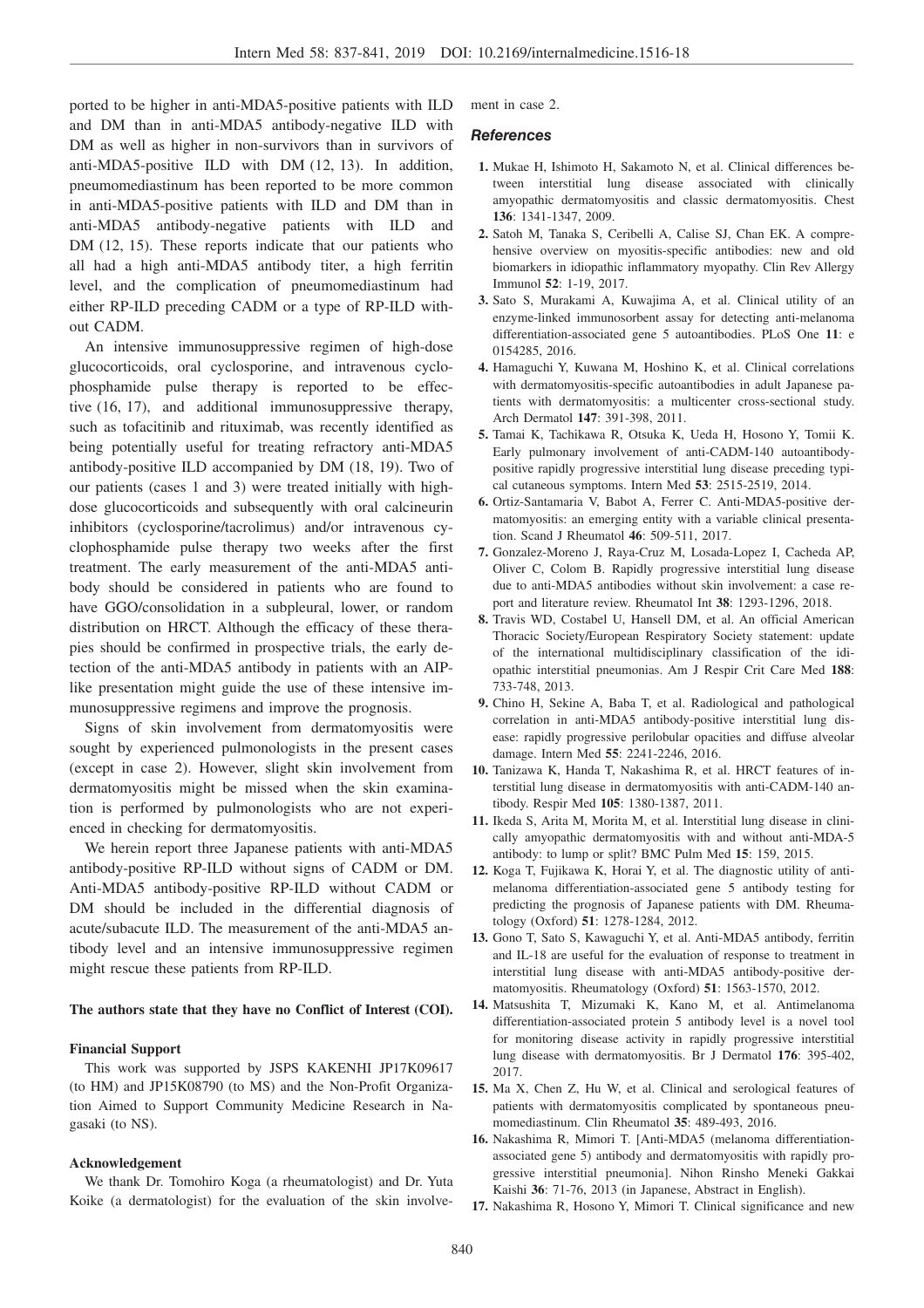ported to be higher in anti-MDA5-positive patients with ILD and DM than in anti-MDA5 antibody-negative ILD with DM as well as higher in non-survivors than in survivors of anti-MDA5-positive ILD with DM (12, 13). In addition, pneumomediastinum has been reported to be more common in anti-MDA5-positive patients with ILD and DM than in anti-MDA5 antibody-negative patients with ILD and DM (12, 15). These reports indicate that our patients who all had a high anti-MDA5 antibody titer, a high ferritin level, and the complication of pneumomediastinum had either RP-ILD preceding CADM or a type of RP-ILD without CADM.

An intensive immunosuppressive regimen of high-dose glucocorticoids, oral cyclosporine, and intravenous cyclophosphamide pulse therapy is reported to be effective (16, 17), and additional immunosuppressive therapy, such as tofacitinib and rituximab, was recently identified as being potentially useful for treating refractory anti-MDA5 antibody-positive ILD accompanied by DM (18, 19). Two of our patients (cases 1 and 3) were treated initially with high-dose glucocorticoids and subsequently with oral calcineurin inhibitors (cyclosporine/tacrolimus) and/or intravenous cyclophosphamide pulse therapy two weeks after the first treatment. The early measurement of the anti-MDA5 antibody should be considered in patients who are found to have GGO/consolidation in a subpleural, lower, or random distribution on HRCT. Although the efficacy of these therapies should be confirmed in prospective trials, the early detection of the anti-MDA5 antibody in patients with an AIP-like presentation might guide the use of these intensive immunosuppressive regimens and improve the prognosis.

Signs of skin involvement from dermatomyositis were sought by experienced pulmonologists in the present cases (except in case 2). However, slight skin involvement from dermatomyositis might be missed when the skin examination is performed by pulmonologists who are not experienced in checking for dermatomyositis.

We herein report three Japanese patients with anti-MDA5 antibody-positive RP-ILD without signs of CADM or DM. Anti-MDA5 antibody-positive RP-ILD without CADM or DM should be included in the differential diagnosis of acute/subacute ILD. The measurement of the anti-MDA5 antibody level and an intensive immunosuppressive regimen might rescue these patients from RP-ILD.

**The authors state that they have no Conflict of Interest (COI).**

**Financial Support**

This work was supported by JSPS KAKENHI JP17K09617 (to HM) and JP15K08790 (to MS) and the Non-Profit Organization Aimed to Support Community Medicine Research in Nagasaki (to NS).

**Acknowledgement**

We thank Dr. Tomohiro Koga (a rheumatologist) and Dr. Yuta Koike (a dermatologist) for the evaluation of the skin involvement in case 2.

### *References*

1. Mukae H, Ishimoto H, Sakamoto N, et al. Clinical differences between interstitial lung disease associated with clinically amyopathic dermatomyositis and classic dermatomyositis. Chest **136**: 1341-1347, 2009.
2. Satoh M, Tanaka S, Ceribelli A, Calise SJ, Chan EK. A comprehensive overview on myositis-specific antibodies: new and old biomarkers in idiopathic inflammatory myopathy. Clin Rev Allergy Immunol **52**: 1-19, 2017.
3. Sato S, Murakami A, Kuwajima A, et al. Clinical utility of an enzyme-linked immunosorbent assay for detecting anti-melanoma differentiation-associated gene 5 autoantibodies. PLoS One **11**: e 0154285, 2016.
4. Hamaguchi Y, Kuwana M, Hoshino K, et al. Clinical correlations with dermatomyositis-specific autoantibodies in adult Japanese patients with dermatomyositis: a multicenter cross-sectional study. Arch Dermatol **147**: 391-398, 2011.
5. Tamai K, Tachikawa R, Otsuka K, Ueda H, Hosono Y, Tomii K. Early pulmonary involvement of anti-CADM-140 autoantibody-positive rapidly progressive interstitial lung disease preceding typical cutaneous symptoms. Intern Med **53**: 2515-2519, 2014.
6. Ortiz-Santamaria V, Babot A, Ferrer C. Anti-MDA5-positive dermatomyositis: an emerging entity with a variable clinical presentation. Scand J Rheumatol **46**: 509-511, 2017.
7. Gonzalez-Moreno J, Raya-Cruz M, Losada-Lopez I, Cacheda AP, Oliver C, Colom B. Rapidly progressive interstitial lung disease due to anti-MDA5 antibodies without skin involvement: a case report and literature review. Rheumatol Int **38**: 1293-1296, 2018.
8. Travis WD, Costabel U, Hansell DM, et al. An official American Thoracic Society/European Respiratory Society statement: update of the international multidisciplinary classification of the idiopathic interstitial pneumonias. Am J Respir Crit Care Med **188**: 733-748, 2013.
9. Chino H, Sekine A, Baba T, et al. Radiological and pathological correlation in anti-MDA5 antibody-positive interstitial lung disease: rapidly progressive perilobular opacities and diffuse alveolar damage. Intern Med **55**: 2241-2246, 2016.
10. Tanizawa K, Handa T, Nakashima R, et al. HRCT features of interstitial lung disease in dermatomyositis with anti-CADM-140 antibody. Respir Med **105**: 1380-1387, 2011.
11. Ikeda S, Arita M, Morita M, et al. Interstitial lung disease in clinically amyopathic dermatomyositis with and without anti-MDA-5 antibody: to lump or split? BMC Pulm Med **15**: 159, 2015.
12. Koga T, Fujikawa K, Horai Y, et al. The diagnostic utility of anti-melanoma differentiation-associated gene 5 antibody testing for predicting the prognosis of Japanese patients with DM. Rheumatology (Oxford) **51**: 1278-1284, 2012.
13. Gono T, Sato S, Kawaguchi Y, et al. Anti-MDA5 antibody, ferritin and IL-18 are useful for the evaluation of response to treatment in interstitial lung disease with anti-MDA5 antibody-positive dermatomyositis. Rheumatology (Oxford) **51**: 1563-1570, 2012.
14. Matsushita T, Mizumaki K, Kano M, et al. Antimelanoma differentiation-associated protein 5 antibody level is a novel tool for monitoring disease activity in rapidly progressive interstitial lung disease with dermatomyositis. Br J Dermatol **176**: 395-402, 2017.
15. Ma X, Chen Z, Hu W, et al. Clinical and serological features of patients with dermatomyositis complicated by spontaneous pneumomediastinum. Clin Rheumatol **35**: 489-493, 2016.
16. Nakashima R, Mimori T. [Anti-MDA5 (melanoma differentiation-associated gene 5) antibody and dermatomyositis with rapidly progressive interstitial pneumonia]. Nihon Rinsho Meneki Gakkai Kaishi **36**: 71-76, 2013 (in Japanese, Abstract in English).
17. Nakashima R, Hosono Y, Mimori T. Clinical significance and new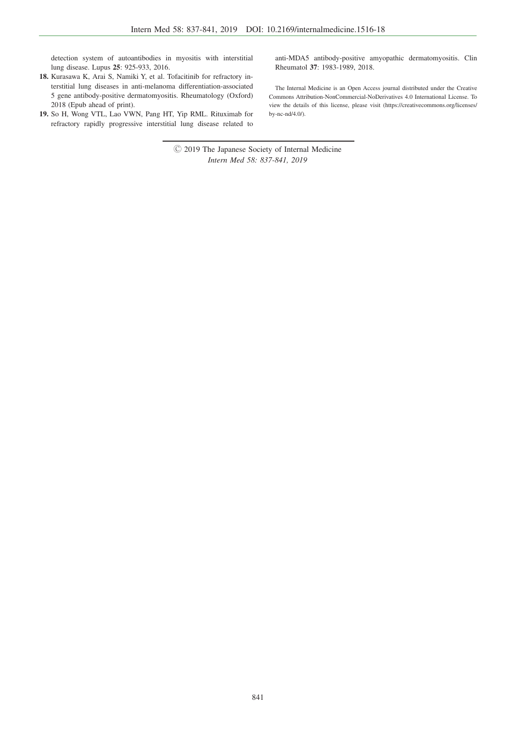detection system of autoantibodies in myositis with interstitial lung disease. Lupus **25**: 925-933, 2016.

**18.** Kurasawa K, Arai S, Namiki Y, et al. Tofacitinib for refractory interstitial lung diseases in anti-melanoma differentiation-associated 5 gene antibody-positive dermatomyositis. Rheumatology (Oxford) 2018 (Epub ahead of print).

**19.** So H, Wong VTL, Lao VWN, Pang HT, Yip RML. Rituximab for refractory rapidly progressive interstitial lung disease related to anti-MDA5 antibody-positive amyopathic dermatomyositis. Clin Rheumatol **37**: 1983-1989, 2018.

The Internal Medicine is an Open Access journal distributed under the Creative Commons Attribution-NonCommercial-NoDerivatives 4.0 International License. To view the details of this license, please visit (https://creativecommons.org/licenses/by-nc-nd/4.0/).

© 2019 The Japanese Society of Internal Medicine
*Intern Med 58: 837-841, 2019*